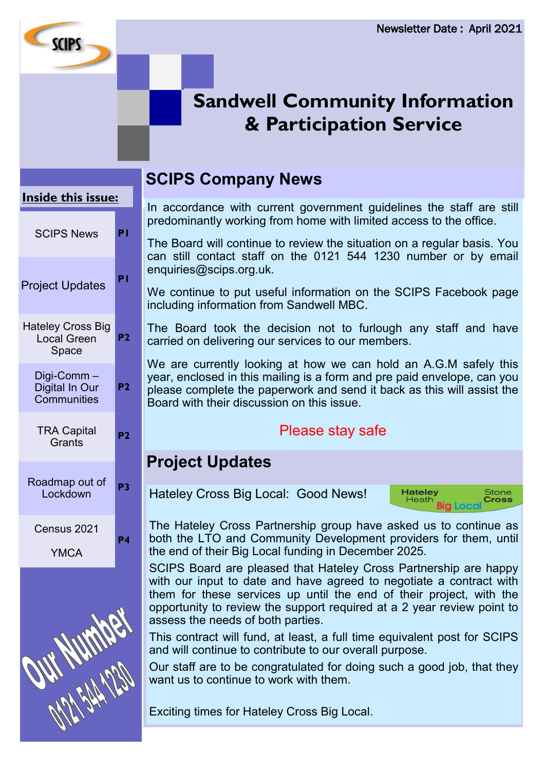Newsletter Date : April 2021

# Sandwell Community Information & Participation Service

**Inside this issue:**

| | |
|---|---|
| SCIPS News | P1 |
| Project Updates | P1 |
| Hateley Cross Big Local Green Space | P2 |
| Digi-Comm – Digital In Our Communities | P2 |
| TRA Capital Grants | P2 |
| Roadmap out of Lockdown | P3 |
| Census 2021<br>YMCA | P4 |

Our Number 0121 544 1230

## SCIPS Company News

In accordance with current government guidelines the staff are still predominantly working from home with limited access to the office.

The Board will continue to review the situation on a regular basis. You can still contact staff on the 0121 544 1230 number or by email enquiries@scips.org.uk.

We continue to put useful information on the SCIPS Facebook page including information from Sandwell MBC.

The Board took the decision not to furlough any staff and have carried on delivering our services to our members.

We are currently looking at how we can hold an A.G.M safely this year, enclosed in this mailing is a form and pre paid envelope, can you please complete the paperwork and send it back as this will assist the Board with their discussion on this issue.

Please stay safe

## Project Updates

Hateley Cross Big Local: Good News!

Hateley Heath Big Local Stone Cross

The Hateley Cross Partnership group have asked us to continue as both the LTO and Community Development providers for them, until the end of their Big Local funding in December 2025.

SCIPS Board are pleased that Hateley Cross Partnership are happy with our input to date and have agreed to negotiate a contract with them for these services up until the end of their project, with the opportunity to review the support required at a 2 year review point to assess the needs of both parties.

This contract will fund, at least, a full time equivalent post for SCIPS and will continue to contribute to our overall purpose.

Our staff are to be congratulated for doing such a good job, that they want us to continue to work with them.

Exciting times for Hateley Cross Big Local.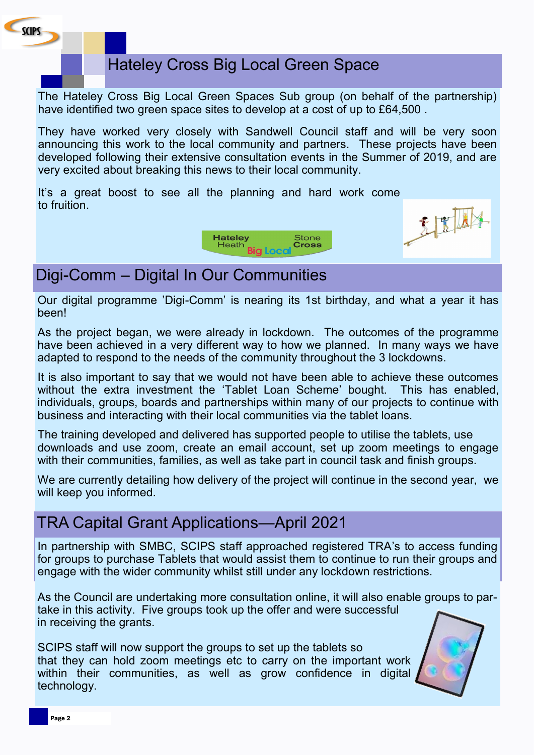## Hateley Cross Big Local Green Space

The Hateley Cross Big Local Green Spaces Sub group (on behalf of the partnership) have identified two green space sites to develop at a cost of up to £64,500 .

They have worked very closely with Sandwell Council staff and will be very soon announcing this work to the local community and partners. These projects have been developed following their extensive consultation events in the Summer of 2019, and are very excited about breaking this news to their local community.

It's a great boost to see all the planning and hard work come to fruition.

Hateley Heath Stone Cross Big Local

## Digi-Comm – Digital In Our Communities

Our digital programme 'Digi-Comm' is nearing its 1st birthday, and what a year it has been!

As the project began, we were already in lockdown. The outcomes of the programme have been achieved in a very different way to how we planned. In many ways we have adapted to respond to the needs of the community throughout the 3 lockdowns.

It is also important to say that we would not have been able to achieve these outcomes without the extra investment the 'Tablet Loan Scheme' bought. This has enabled, individuals, groups, boards and partnerships within many of our projects to continue with business and interacting with their local communities via the tablet loans.

The training developed and delivered has supported people to utilise the tablets, use downloads and use zoom, create an email account, set up zoom meetings to engage with their communities, families, as well as take part in council task and finish groups.

We are currently detailing how delivery of the project will continue in the second year, we will keep you informed.

## TRA Capital Grant Applications—April 2021

In partnership with SMBC, SCIPS staff approached registered TRA's to access funding for groups to purchase Tablets that would assist them to continue to run their groups and engage with the wider community whilst still under any lockdown restrictions.

As the Council are undertaking more consultation online, it will also enable groups to partake in this activity. Five groups took up the offer and were successful in receiving the grants.

SCIPS staff will now support the groups to set up the tablets so that they can hold zoom meetings etc to carry on the important work within their communities, as well as grow confidence in digital technology.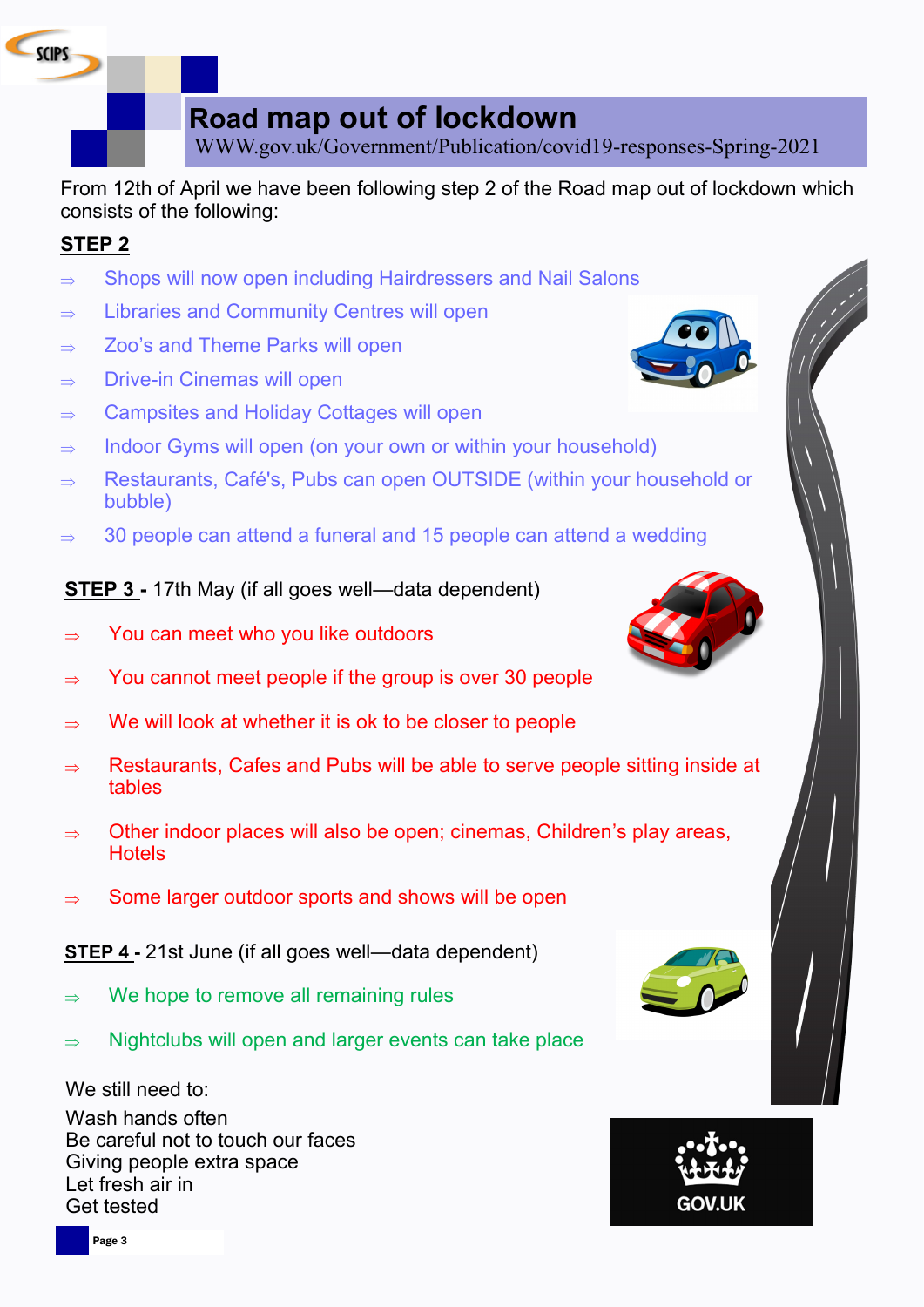# Road map out of lockdown

WWW.gov.uk/Government/Publication/covid19-responses-Spring-2021

From 12th of April we have been following step 2 of the Road map out of lockdown which consists of the following:

**STEP 2**

- ⇒ Shops will now open including Hairdressers and Nail Salons
- ⇒ Libraries and Community Centres will open
- ⇒ Zoo's and Theme Parks will open
- ⇒ Drive-in Cinemas will open
- ⇒ Campsites and Holiday Cottages will open
- ⇒ Indoor Gyms will open (on your own or within your household)
- ⇒ Restaurants, Café's, Pubs can open OUTSIDE (within your household or bubble)
- ⇒ 30 people can attend a funeral and 15 people can attend a wedding

**STEP 3 -** 17th May (if all goes well—data dependent)

- ⇒ You can meet who you like outdoors
- ⇒ You cannot meet people if the group is over 30 people
- ⇒ We will look at whether it is ok to be closer to people
- ⇒ Restaurants, Cafes and Pubs will be able to serve people sitting inside at tables
- ⇒ Other indoor places will also be open; cinemas, Children's play areas, Hotels
- ⇒ Some larger outdoor sports and shows will be open

**STEP 4 -** 21st June (if all goes well—data dependent)

- ⇒ We hope to remove all remaining rules
- ⇒ Nightclubs will open and larger events can take place

We still need to:

Wash hands often
Be careful not to touch our faces
Giving people extra space
Let fresh air in
Get tested

GOV.UK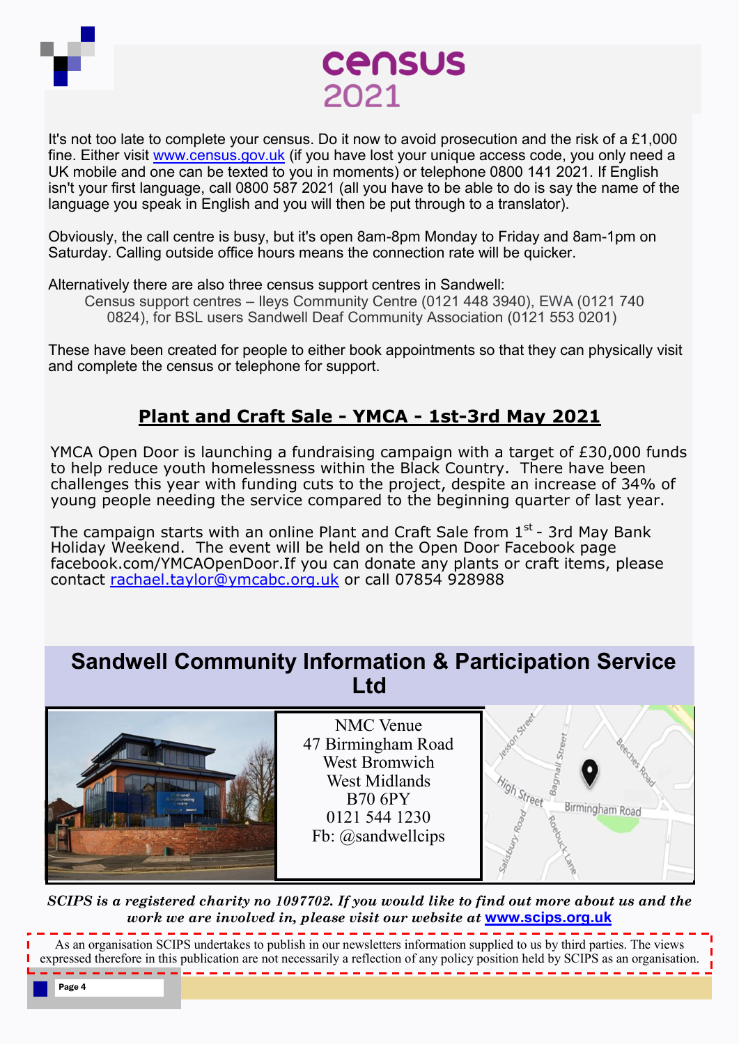# census 2021

It's not too late to complete your census. Do it now to avoid prosecution and the risk of a £1,000 fine. Either visit www.census.gov.uk (if you have lost your unique access code, you only need a UK mobile and one can be texted to you in moments) or telephone 0800 141 2021. If English isn't your first language, call 0800 587 2021 (all you have to be able to do is say the name of the language you speak in English and you will then be put through to a translator).

Obviously, the call centre is busy, but it's open 8am-8pm Monday to Friday and 8am-1pm on Saturday. Calling outside office hours means the connection rate will be quicker.

Alternatively there are also three census support centres in Sandwell:

Census support centres – Ileys Community Centre (0121 448 3940), EWA (0121 740 0824), for BSL users Sandwell Deaf Community Association (0121 553 0201)

These have been created for people to either book appointments so that they can physically visit and complete the census or telephone for support.

## Plant and Craft Sale - YMCA - 1st-3rd May 2021

YMCA Open Door is launching a fundraising campaign with a target of £30,000 funds to help reduce youth homelessness within the Black Country. There have been challenges this year with funding cuts to the project, despite an increase of 34% of young people needing the service compared to the beginning quarter of last year.

The campaign starts with an online Plant and Craft Sale from 1st - 3rd May Bank Holiday Weekend. The event will be held on the Open Door Facebook page facebook.com/YMCAOpenDoor.If you can donate any plants or craft items, please contact rachael.taylor@ymcabc.org.uk or call 07854 928988

## Sandwell Community Information & Participation Service Ltd

NMC Venue
47 Birmingham Road
West Bromwich
West Midlands
B70 6PY
0121 544 1230
Fb: @sandwellcips

***SCIPS is a registered charity no 1097702. If you would like to find out more about us and the work we are involved in, please visit our website at* www.scips.org.uk**

As an organisation SCIPS undertakes to publish in our newsletters information supplied to us by third parties. The views expressed therefore in this publication are not necessarily a reflection of any policy position held by SCIPS as an organisation.